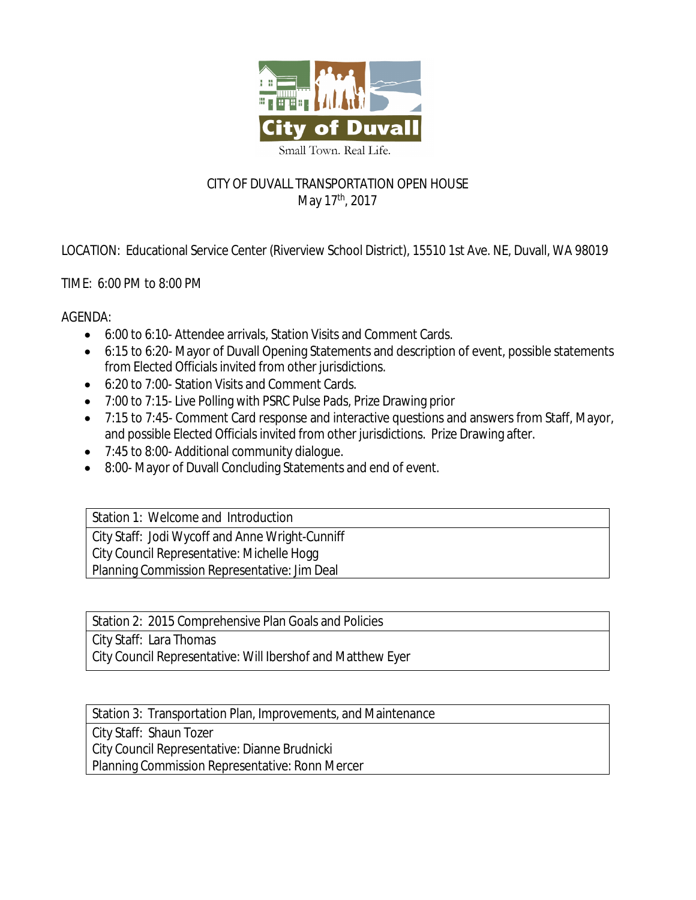City of Duvall

Small Town. Real Life.

# CITY OF DUVALL TRANSPORTATION OPEN HOUSE

May 17th, 2017

LOCATION: Educational Service Center (Riverview School District), 15510 1st Ave. NE, Duvall, WA 98019

TIME: 6:00 PM to 8:00 PM

AGENDA:

- 6:00 to 6:10- Attendee arrivals, Station Visits and Comment Cards.
- 6:15 to 6:20- Mayor of Duvall Opening Statements and description of event, possible statements from Elected Officials invited from other jurisdictions.
- 6:20 to 7:00- Station Visits and Comment Cards.
- 7:00 to 7:15- Live Polling with PSRC Pulse Pads, Prize Drawing prior
- 7:15 to 7:45- Comment Card response and interactive questions and answers from Staff, Mayor, and possible Elected Officials invited from other jurisdictions. Prize Drawing after.
- 7:45 to 8:00- Additional community dialogue.
- 8:00- Mayor of Duvall Concluding Statements and end of event.

| Station 1: Welcome and Introduction |
|---|
| City Staff: Jodi Wycoff and Anne Wright-Cunniff<br>City Council Representative: Michelle Hogg<br>Planning Commission Representative: Jim Deal |

| Station 2: 2015 Comprehensive Plan Goals and Policies |
|---|
| City Staff: Lara Thomas<br>City Council Representative: Will Ibershof and Matthew Eyer |

| Station 3: Transportation Plan, Improvements, and Maintenance |
|---|
| City Staff: Shaun Tozer<br>City Council Representative: Dianne Brudnicki<br>Planning Commission Representative: Ronn Mercer |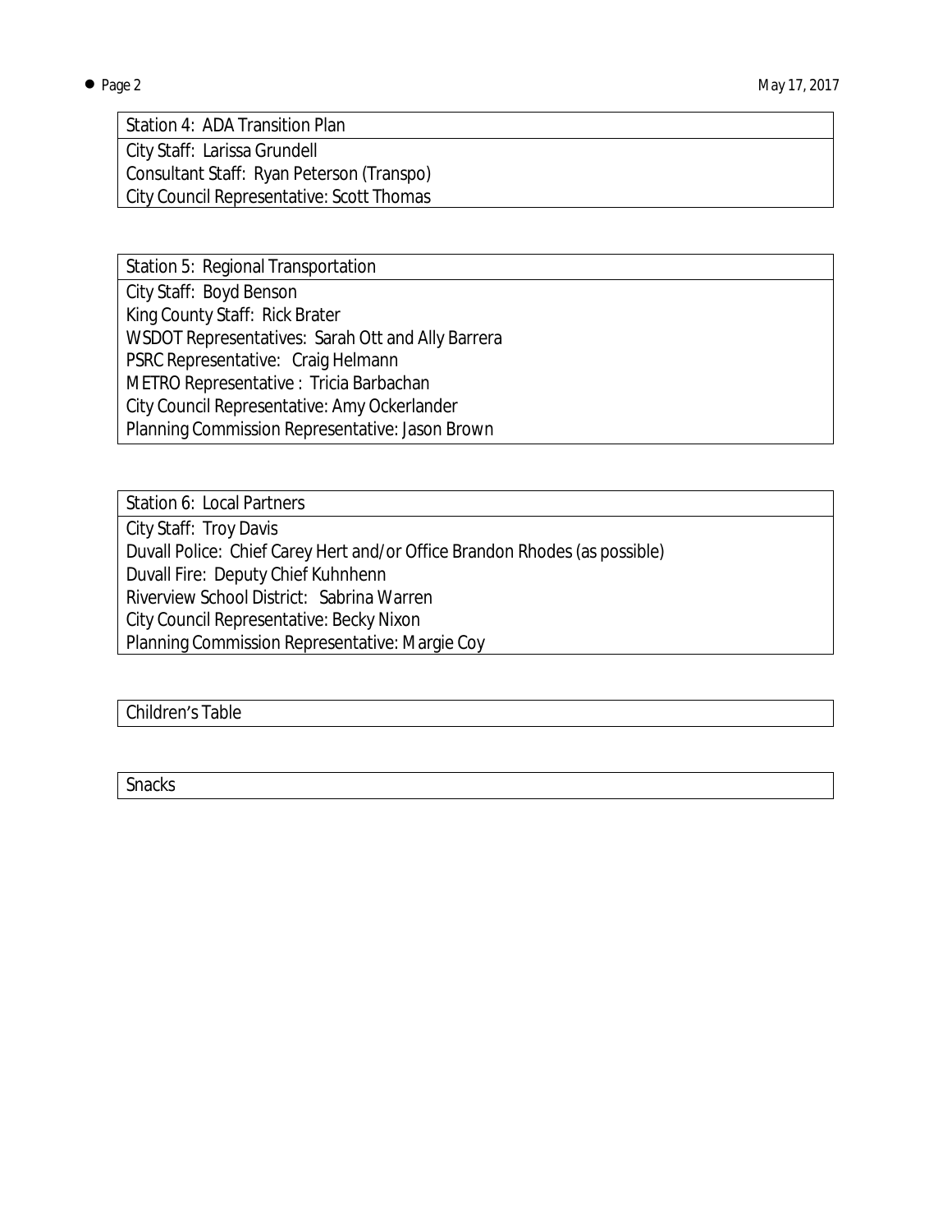| Station 4: ADA Transition Plan |
| --- |
| City Staff: Larissa Grundell<br>Consultant Staff: Ryan Peterson (Transpo)<br>City Council Representative: Scott Thomas |

| Station 5: Regional Transportation |
| --- |
| City Staff: Boyd Benson<br>King County Staff: Rick Brater<br>WSDOT Representatives: Sarah Ott and Ally Barrera<br>PSRC Representative: Craig Helmann<br>METRO Representative : Tricia Barbachan<br>City Council Representative: Amy Ockerlander<br>Planning Commission Representative: Jason Brown |

| Station 6: Local Partners |
| --- |
| City Staff: Troy Davis<br>Duvall Police: Chief Carey Hert and/or Office Brandon Rhodes (as possible)<br>Duvall Fire: Deputy Chief Kuhnhenn<br>Riverview School District: Sabrina Warren<br>City Council Representative: Becky Nixon<br>Planning Commission Representative: Margie Coy |

| Children's Table |
| --- |

| Snacks |
| --- |